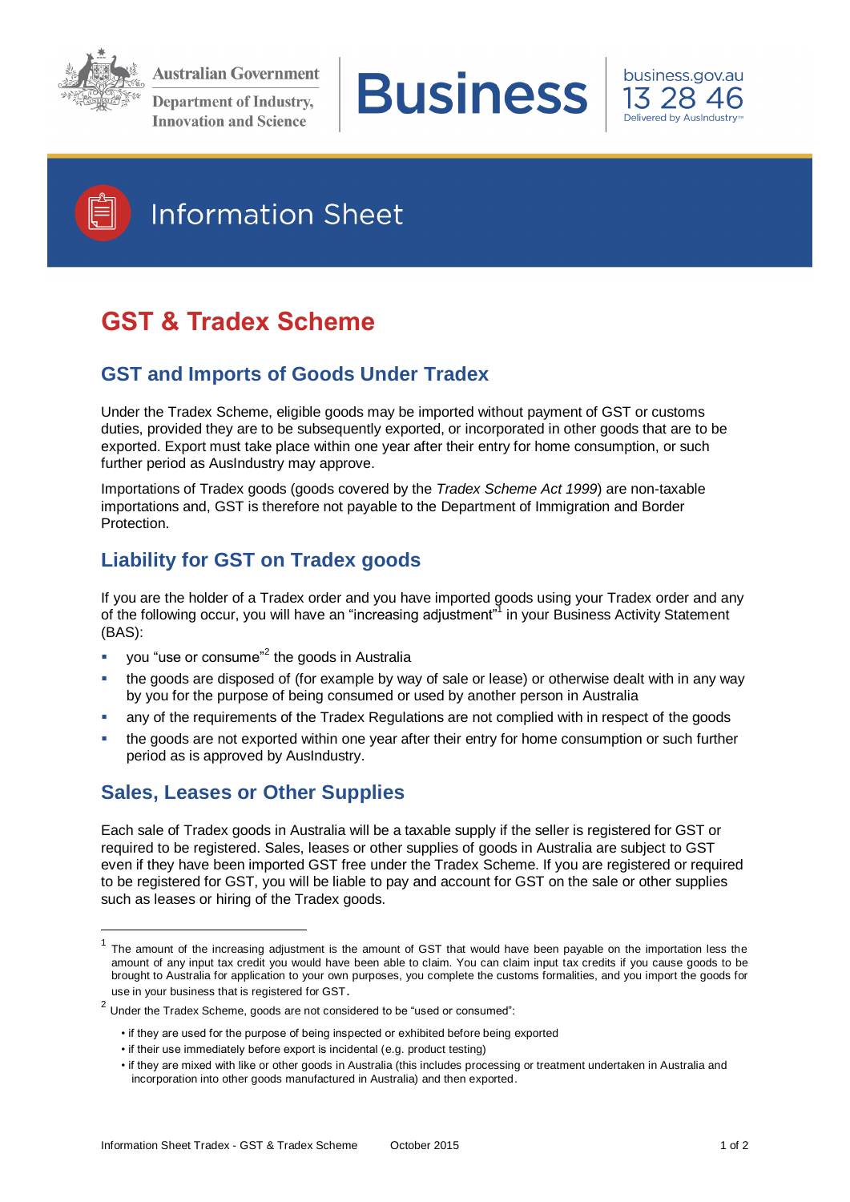Australian Government

Department of Industry, Innovation and Science

Business

business.gov.au
13 28 46
Delivered by AusIndustry™

Information Sheet

# GST & Tradex Scheme

## GST and Imports of Goods Under Tradex

Under the Tradex Scheme, eligible goods may be imported without payment of GST or customs duties, provided they are to be subsequently exported, or incorporated in other goods that are to be exported. Export must take place within one year after their entry for home consumption, or such further period as AusIndustry may approve.

Importations of Tradex goods (goods covered by the *Tradex Scheme Act 1999*) are non-taxable importations and, GST is therefore not payable to the Department of Immigration and Border Protection.

## Liability for GST on Tradex goods

If you are the holder of a Tradex order and you have imported goods using your Tradex order and any of the following occur, you will have an "increasing adjustment"[1] in your Business Activity Statement (BAS):

- you "use or consume"[2] the goods in Australia
- the goods are disposed of (for example by way of sale or lease) or otherwise dealt with in any way by you for the purpose of being consumed or used by another person in Australia
- any of the requirements of the Tradex Regulations are not complied with in respect of the goods
- the goods are not exported within one year after their entry for home consumption or such further period as is approved by AusIndustry.

## Sales, Leases or Other Supplies

Each sale of Tradex goods in Australia will be a taxable supply if the seller is registered for GST or required to be registered. Sales, leases or other supplies of goods in Australia are subject to GST even if they have been imported GST free under the Tradex Scheme. If you are registered or required to be registered for GST, you will be liable to pay and account for GST on the sale or other supplies such as leases or hiring of the Tradex goods.

---

[1] The amount of the increasing adjustment is the amount of GST that would have been payable on the importation less the amount of any input tax credit you would have been able to claim. You can claim input tax credits if you cause goods to be brought to Australia for application to your own purposes, you complete the customs formalities, and you import the goods for use in your business that is registered for GST.

[2] Under the Tradex Scheme, goods are not considered to be "used or consumed":

- if they are used for the purpose of being inspected or exhibited before being exported
- if their use immediately before export is incidental (e.g. product testing)
- if they are mixed with like or other goods in Australia (this includes processing or treatment undertaken in Australia and incorporation into other goods manufactured in Australia) and then exported.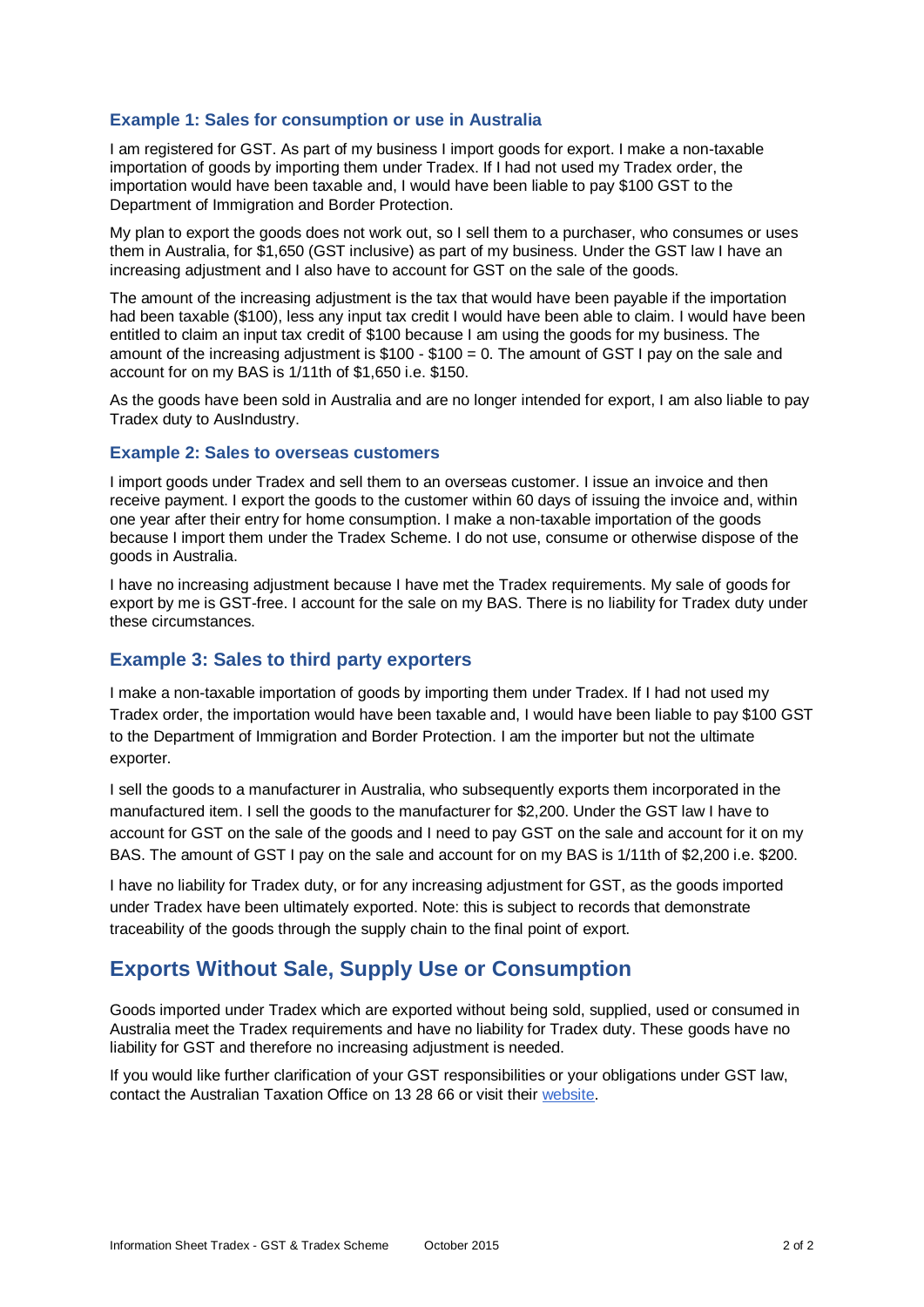### Example 1: Sales for consumption or use in Australia

I am registered for GST. As part of my business I import goods for export. I make a non-taxable importation of goods by importing them under Tradex. If I had not used my Tradex order, the importation would have been taxable and, I would have been liable to pay $100 GST to the Department of Immigration and Border Protection.

My plan to export the goods does not work out, so I sell them to a purchaser, who consumes or uses them in Australia, for $1,650 (GST inclusive) as part of my business. Under the GST law I have an increasing adjustment and I also have to account for GST on the sale of the goods.

The amount of the increasing adjustment is the tax that would have been payable if the importation had been taxable ($100), less any input tax credit I would have been able to claim. I would have been entitled to claim an input tax credit of $100 because I am using the goods for my business. The amount of the increasing adjustment is $100 - $100 = 0. The amount of GST I pay on the sale and account for on my BAS is 1/11th of $1,650 i.e. $150.

As the goods have been sold in Australia and are no longer intended for export, I am also liable to pay Tradex duty to AusIndustry.

### Example 2: Sales to overseas customers

I import goods under Tradex and sell them to an overseas customer. I issue an invoice and then receive payment. I export the goods to the customer within 60 days of issuing the invoice and, within one year after their entry for home consumption. I make a non-taxable importation of the goods because I import them under the Tradex Scheme. I do not use, consume or otherwise dispose of the goods in Australia.

I have no increasing adjustment because I have met the Tradex requirements. My sale of goods for export by me is GST-free. I account for the sale on my BAS. There is no liability for Tradex duty under these circumstances.

### Example 3: Sales to third party exporters

I make a non-taxable importation of goods by importing them under Tradex. If I had not used my Tradex order, the importation would have been taxable and, I would have been liable to pay $100 GST to the Department of Immigration and Border Protection. I am the importer but not the ultimate exporter.

I sell the goods to a manufacturer in Australia, who subsequently exports them incorporated in the manufactured item. I sell the goods to the manufacturer for $2,200. Under the GST law I have to account for GST on the sale of the goods and I need to pay GST on the sale and account for it on my BAS. The amount of GST I pay on the sale and account for on my BAS is 1/11th of $2,200 i.e. $200.

I have no liability for Tradex duty, or for any increasing adjustment for GST, as the goods imported under Tradex have been ultimately exported. Note: this is subject to records that demonstrate traceability of the goods through the supply chain to the final point of export.

## Exports Without Sale, Supply Use or Consumption

Goods imported under Tradex which are exported without being sold, supplied, used or consumed in Australia meet the Tradex requirements and have no liability for Tradex duty. These goods have no liability for GST and therefore no increasing adjustment is needed.

If you would like further clarification of your GST responsibilities or your obligations under GST law, contact the Australian Taxation Office on 13 28 66 or visit their website.